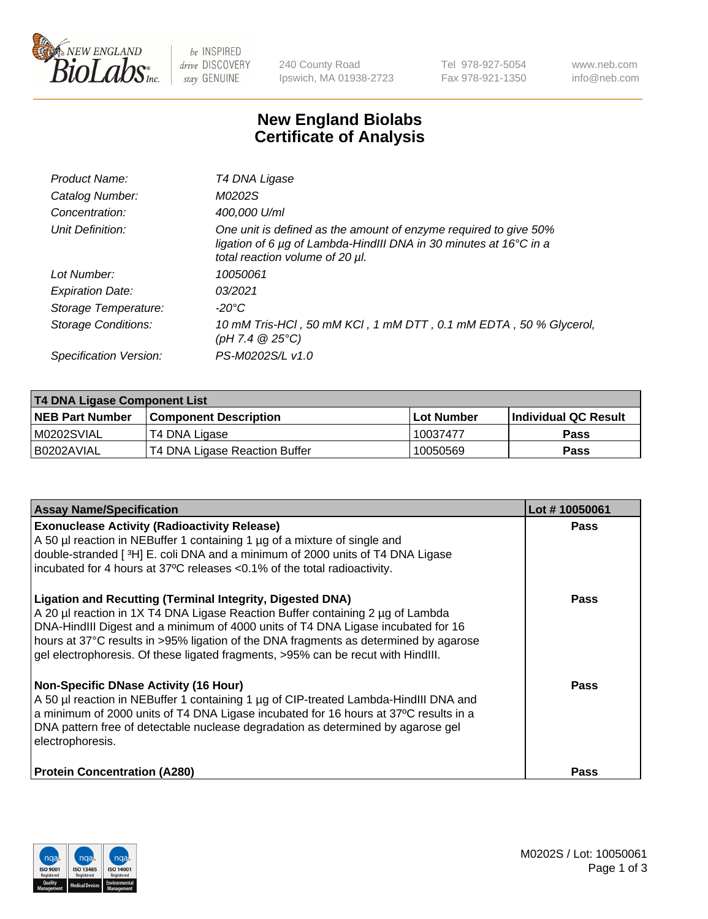New England Biolabs — be INSPIRED drive DISCOVERY stay GENUINE

240 County Road
Ipswich, MA 01938-2723

Tel 978-927-5054
Fax 978-921-1350

www.neb.com
info@neb.com

# New England Biolabs
# Certificate of Analysis

| | |
|---|---|
| *Product Name:* | *T4 DNA Ligase* |
| *Catalog Number:* | *M0202S* |
| *Concentration:* | *400,000 U/ml* |
| *Unit Definition:* | *One unit is defined as the amount of enzyme required to give 50% ligation of 6 µg of Lambda-HindIII DNA in 30 minutes at 16°C in a total reaction volume of 20 µl.* |
| *Lot Number:* | *10050061* |
| *Expiration Date:* | *03/2021* |
| *Storage Temperature:* | *-20°C* |
| *Storage Conditions:* | *10 mM Tris-HCl , 50 mM KCl , 1 mM DTT , 0.1 mM EDTA , 50 % Glycerol, (pH 7.4 @ 25°C)* |
| *Specification Version:* | *PS-M0202S/L v1.0* |

| **T4 DNA Ligase Component List** | | | |
|---|---|---|---|
| **NEB Part Number** | **Component Description** | **Lot Number** | **Individual QC Result** |
| M0202SVIAL | T4 DNA Ligase | 10037477 | **Pass** |
| B0202AVIAL | T4 DNA Ligase Reaction Buffer | 10050569 | **Pass** |

| **Assay Name/Specification** | **Lot # 10050061** |
|---|---|
| **Exonuclease Activity (Radioactivity Release)**<br>A 50 µl reaction in NEBuffer 1 containing 1 µg of a mixture of single and double-stranded [ $^3$H] E. coli DNA and a minimum of 2000 units of T4 DNA Ligase incubated for 4 hours at 37ºC releases <0.1% of the total radioactivity. | **Pass** |
| **Ligation and Recutting (Terminal Integrity, Digested DNA)**<br>A 20 µl reaction in 1X T4 DNA Ligase Reaction Buffer containing 2 µg of Lambda DNA-HindIII Digest and a minimum of 4000 units of T4 DNA Ligase incubated for 16 hours at 37°C results in >95% ligation of the DNA fragments as determined by agarose gel electrophoresis. Of these ligated fragments, >95% can be recut with HindIII. | **Pass** |
| **Non-Specific DNase Activity (16 Hour)**<br>A 50 µl reaction in NEBuffer 1 containing 1 µg of CIP-treated Lambda-HindIII DNA and a minimum of 2000 units of T4 DNA Ligase incubated for 16 hours at 37ºC results in a DNA pattern free of detectable nuclease degradation as determined by agarose gel electrophoresis. | **Pass** |
| **Protein Concentration (A280)** | **Pass** |

M0202S / Lot: 10050061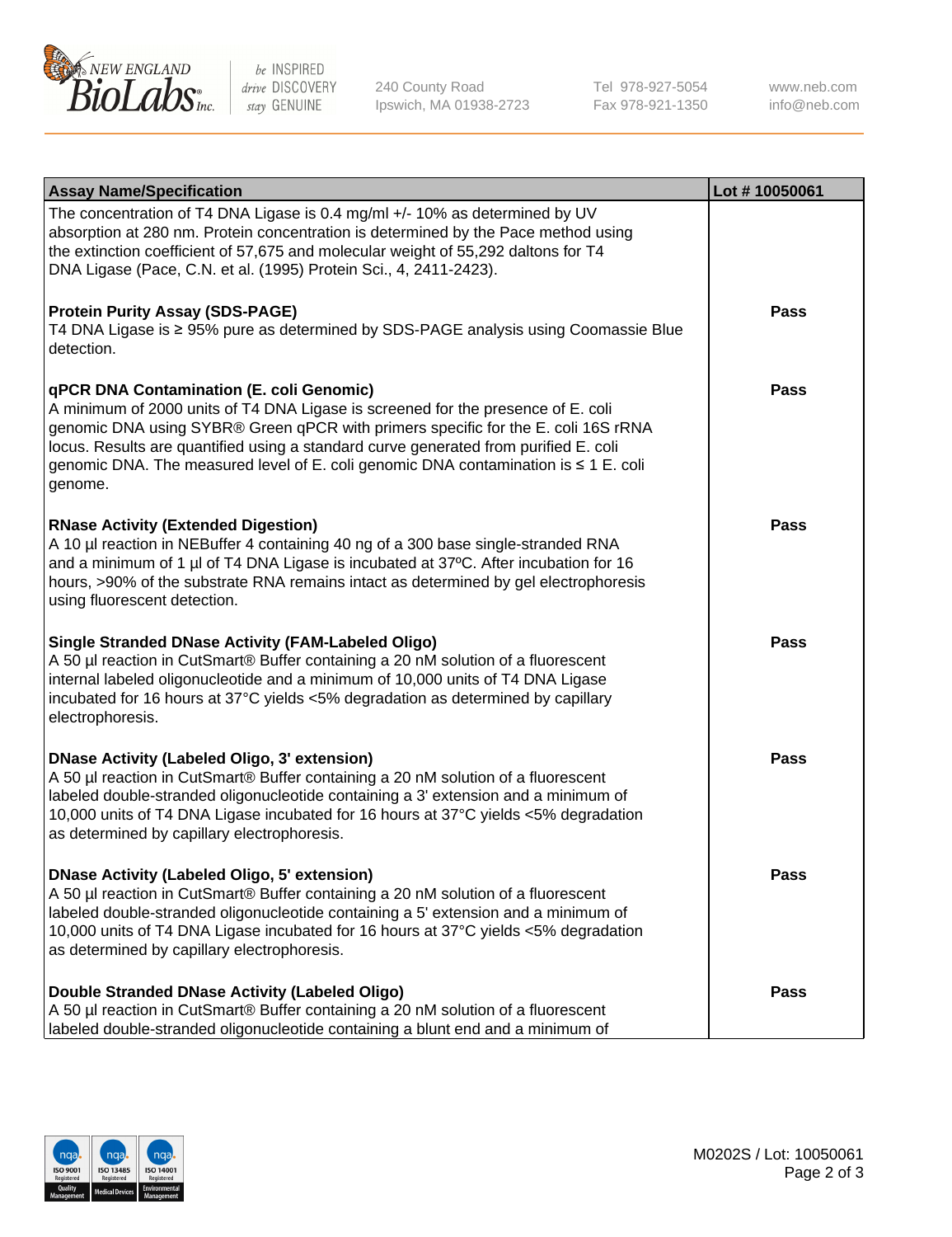| Assay Name/Specification | Lot # 10050061 |
|---|---|
| The concentration of T4 DNA Ligase is 0.4 mg/ml +/- 10% as determined by UV absorption at 280 nm. Protein concentration is determined by the Pace method using the extinction coefficient of 57,675 and molecular weight of 55,292 daltons for T4 DNA Ligase (Pace, C.N. et al. (1995) Protein Sci., 4, 2411-2423). | |
| **Protein Purity Assay (SDS-PAGE)**<br>T4 DNA Ligase is ≥ 95% pure as determined by SDS-PAGE analysis using Coomassie Blue detection. | **Pass** |
| **qPCR DNA Contamination (E. coli Genomic)**<br>A minimum of 2000 units of T4 DNA Ligase is screened for the presence of E. coli genomic DNA using SYBR® Green qPCR with primers specific for the E. coli 16S rRNA locus. Results are quantified using a standard curve generated from purified E. coli genomic DNA. The measured level of E. coli genomic DNA contamination is ≤ 1 E. coli genome. | **Pass** |
| **RNase Activity (Extended Digestion)**<br>A 10 µl reaction in NEBuffer 4 containing 40 ng of a 300 base single-stranded RNA and a minimum of 1 µl of T4 DNA Ligase is incubated at 37ºC. After incubation for 16 hours, >90% of the substrate RNA remains intact as determined by gel electrophoresis using fluorescent detection. | **Pass** |
| **Single Stranded DNase Activity (FAM-Labeled Oligo)**<br>A 50 µl reaction in CutSmart® Buffer containing a 20 nM solution of a fluorescent internal labeled oligonucleotide and a minimum of 10,000 units of T4 DNA Ligase incubated for 16 hours at 37°C yields <5% degradation as determined by capillary electrophoresis. | **Pass** |
| **DNase Activity (Labeled Oligo, 3' extension)**<br>A 50 µl reaction in CutSmart® Buffer containing a 20 nM solution of a fluorescent labeled double-stranded oligonucleotide containing a 3' extension and a minimum of 10,000 units of T4 DNA Ligase incubated for 16 hours at 37°C yields <5% degradation as determined by capillary electrophoresis. | **Pass** |
| **DNase Activity (Labeled Oligo, 5' extension)**<br>A 50 µl reaction in CutSmart® Buffer containing a 20 nM solution of a fluorescent labeled double-stranded oligonucleotide containing a 5' extension and a minimum of 10,000 units of T4 DNA Ligase incubated for 16 hours at 37°C yields <5% degradation as determined by capillary electrophoresis. | **Pass** |
| **Double Stranded DNase Activity (Labeled Oligo)**<br>A 50 µl reaction in CutSmart® Buffer containing a 20 nM solution of a fluorescent labeled double-stranded oligonucleotide containing a blunt end and a minimum of | **Pass** |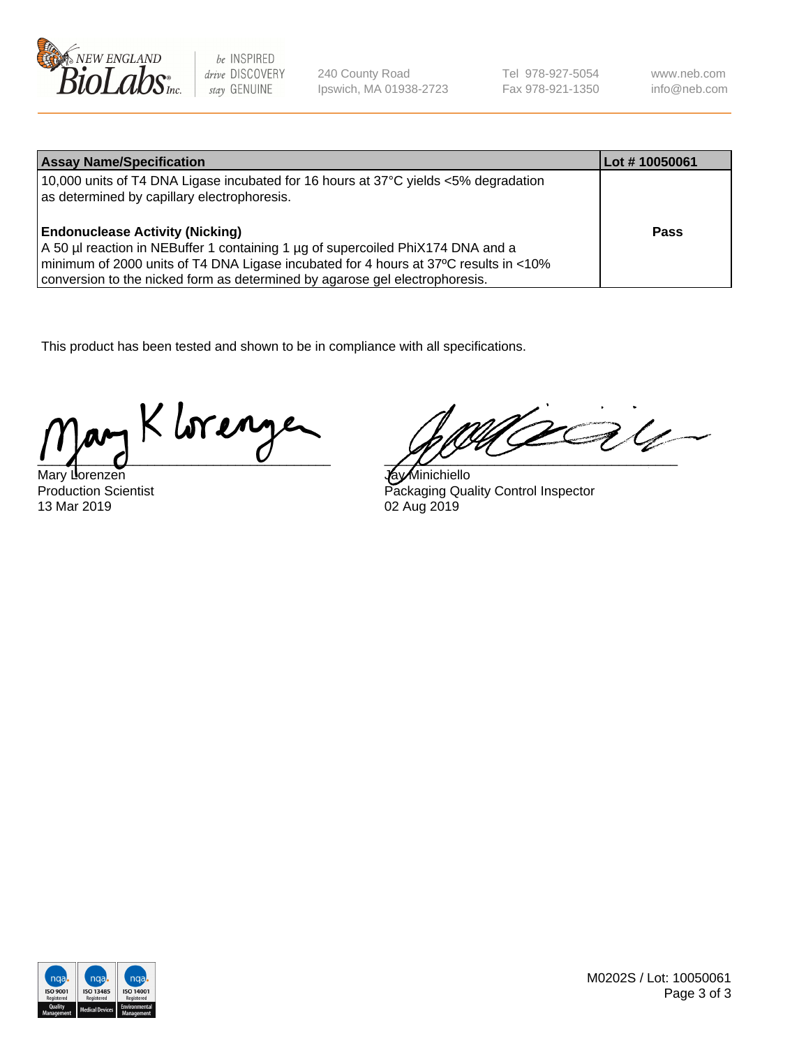240 County Road
Ipswich, MA 01938-2723

Tel 978-927-5054
Fax 978-921-1350

www.neb.com
info@neb.com

| Assay Name/Specification | Lot # 10050061 |
|---|---|
| 10,000 units of T4 DNA Ligase incubated for 16 hours at 37°C yields <5% degradation as determined by capillary electrophoresis. | |
| **Endonuclease Activity (Nicking)**<br>A 50 µl reaction in NEBuffer 1 containing 1 µg of supercoiled PhiX174 DNA and a minimum of 2000 units of T4 DNA Ligase incubated for 4 hours at 37ºC results in <10% conversion to the nicked form as determined by agarose gel electrophoresis. | **Pass** |

This product has been tested and shown to be in compliance with all specifications.

Mary Lorenzen
Production Scientist
13 Mar 2019

Jay Minichiello
Packaging Quality Control Inspector
02 Aug 2019

M0202S / Lot: 10050061